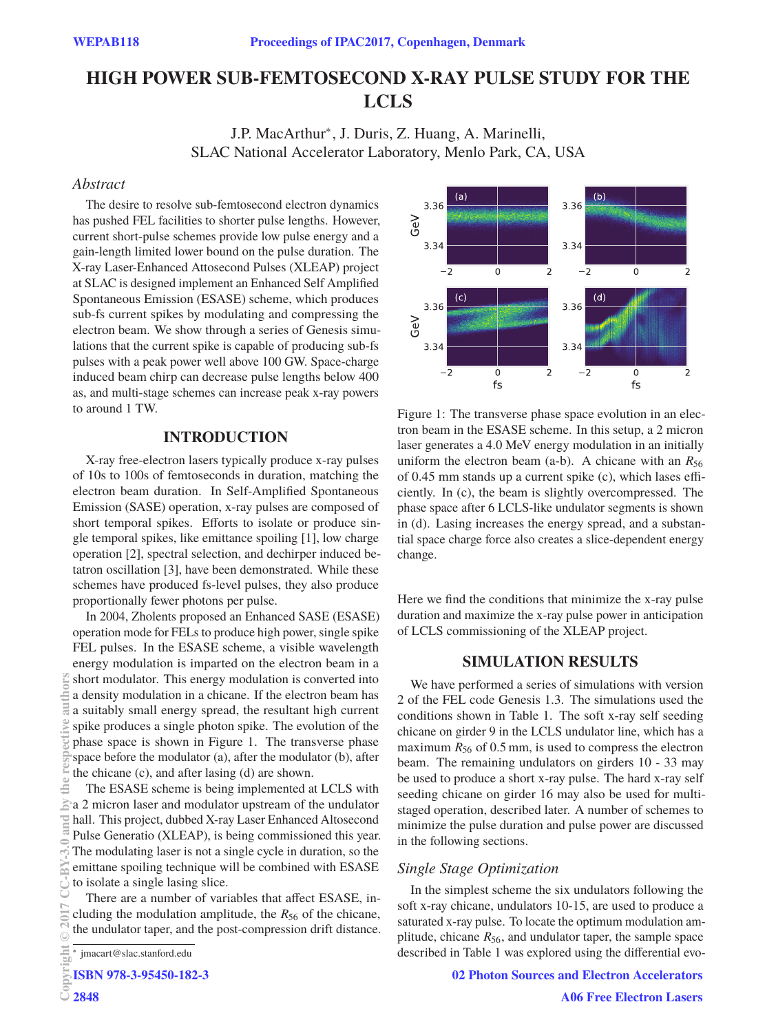# HIGH POWER SUB-FEMTOSECOND X-RAY PULSE STUDY FOR THE LCLS

J.P. MacArthur*, J. Duris, Z. Huang, A. Marinelli,
SLAC National Accelerator Laboratory, Menlo Park, CA, USA

## Abstract

The desire to resolve sub-femtosecond electron dynamics has pushed FEL facilities to shorter pulse lengths. However, current short-pulse schemes provide low pulse energy and a gain-length limited lower bound on the pulse duration. The X-ray Laser-Enhanced Attosecond Pulses (XLEAP) project at SLAC is designed implement an Enhanced Self Amplified Spontaneous Emission (ESASE) scheme, which produces sub-fs current spikes by modulating and compressing the electron beam. We show through a series of Genesis simulations that the current spike is capable of producing sub-fs pulses with a peak power well above 100 GW. Space-charge induced beam chirp can decrease pulse lengths below 400 as, and multi-stage schemes can increase peak x-ray powers to around 1 TW.

## INTRODUCTION

X-ray free-electron lasers typically produce x-ray pulses of 10s to 100s of femtoseconds in duration, matching the electron beam duration. In Self-Amplified Spontaneous Emission (SASE) operation, x-ray pulses are composed of short temporal spikes. Efforts to isolate or produce single temporal spikes, like emittance spoiling [1], low charge operation [2], spectral selection, and dechirper induced betatron oscillation [3], have been demonstrated. While these schemes have produced fs-level pulses, they also produce proportionally fewer photons per pulse.

In 2004, Zholents proposed an Enhanced SASE (ESASE) operation mode for FELs to produce high power, single spike FEL pulses. In the ESASE scheme, a visible wavelength energy modulation is imparted on the electron beam in a short modulator. This energy modulation is converted into a density modulation in a chicane. If the electron beam has a suitably small energy spread, the resultant high current spike produces a single photon spike. The evolution of the phase space is shown in Figure 1. The transverse phase space before the modulator (a), after the modulator (b), after the chicane (c), and after lasing (d) are shown.

The ESASE scheme is being implemented at LCLS with a 2 micron laser and modulator upstream of the undulator hall. This project, dubbed X-ray Laser Enhanced Altosecond Pulse Generatio (XLEAP), is being commissioned this year. The modulating laser is not a single cycle in duration, so the emittane spoiling technique will be combined with ESASE to isolate a single lasing slice.

There are a number of variables that affect ESASE, including the modulation amplitude, the $R_{56}$ of the chicane, the undulator taper, and the post-compression drift distance.

Figure 1: The transverse phase space evolution in an electron beam in the ESASE scheme. In this setup, a 2 micron laser generates a 4.0 MeV energy modulation in an initially uniform the electron beam (a-b). A chicane with an $R_{56}$ of 0.45 mm stands up a current spike (c), which lases efficiently. In (c), the beam is slightly overcompressed. The phase space after 6 LCLS-like undulator segments is shown in (d). Lasing increases the energy spread, and a substantial space charge force also creates a slice-dependent energy change.

Here we find the conditions that minimize the x-ray pulse duration and maximize the x-ray pulse power in anticipation of LCLS commissioning of the XLEAP project.

## SIMULATION RESULTS

We have performed a series of simulations with version 2 of the FEL code Genesis 1.3. The simulations used the conditions shown in Table 1. The soft x-ray self seeding chicane on girder 9 in the LCLS undulator line, which has a maximum $R_{56}$ of 0.5 mm, is used to compress the electron beam. The remaining undulators on girders 10 - 33 may be used to produce a short x-ray pulse. The hard x-ray self seeding chicane on girder 16 may also be used for multi-staged operation, described later. A number of schemes to minimize the pulse duration and pulse power are discussed in the following sections.

### Single Stage Optimization

In the simplest scheme the six undulators following the soft x-ray chicane, undulators 10-15, are used to produce a saturated x-ray pulse. To locate the optimum modulation amplitude, chicane $R_{56}$, and undulator taper, the sample space described in Table 1 was explored using the differential evo-

* jmacart@slac.stanford.edu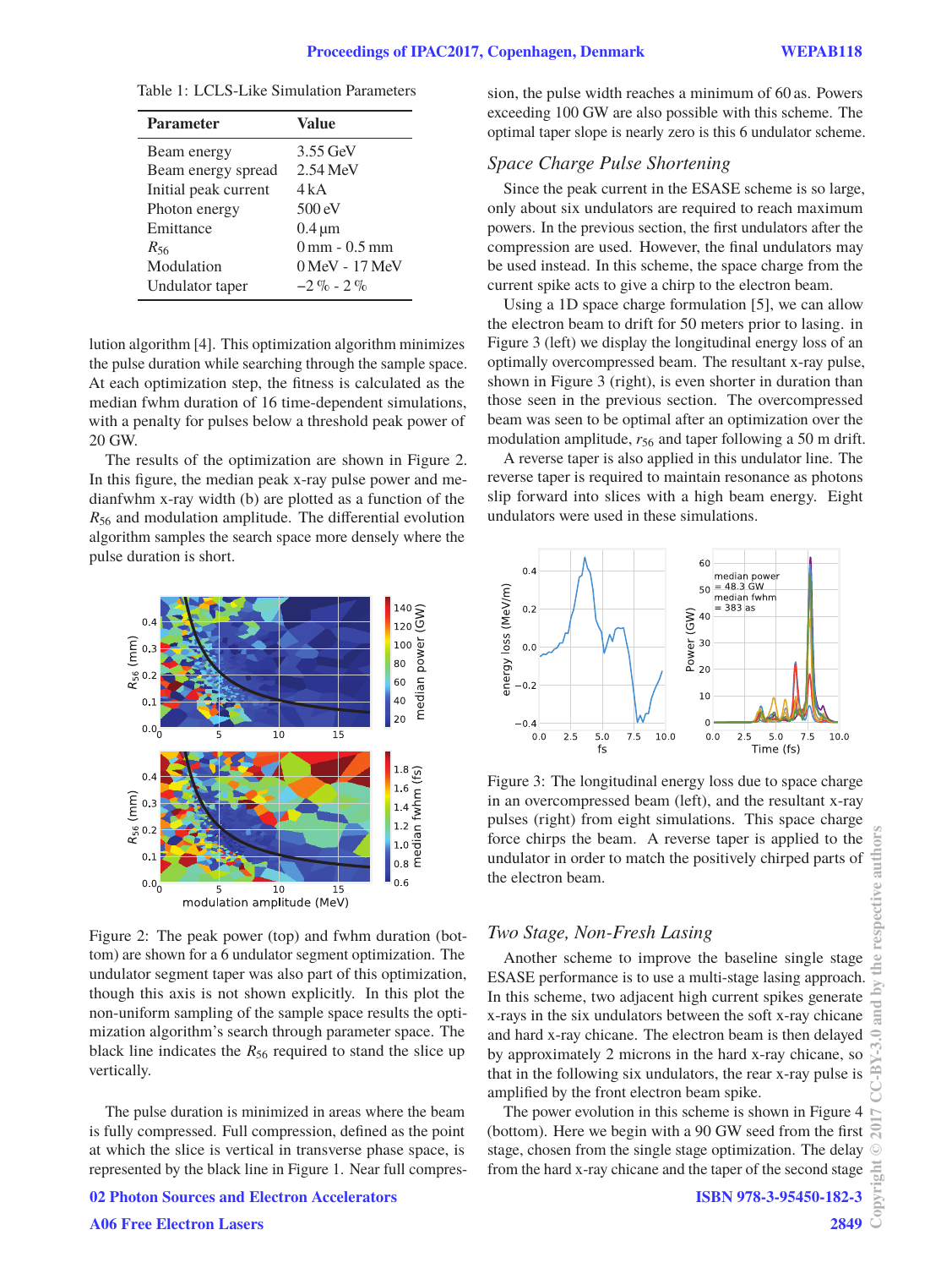Table 1: LCLS-Like Simulation Parameters

| Parameter | Value |
|---|---|
| Beam energy | 3.55 GeV |
| Beam energy spread | 2.54 MeV |
| Initial peak current | 4 kA |
| Photon energy | 500 eV |
| Emittance | 0.4 µm |
| $R_{56}$ | 0 mm - 0.5 mm |
| Modulation | 0 MeV - 17 MeV |
| Undulator taper | −2 % - 2 % |

lution algorithm [4]. This optimization algorithm minimizes the pulse duration while searching through the sample space. At each optimization step, the fitness is calculated as the median fwhm duration of 16 time-dependent simulations, with a penalty for pulses below a threshold peak power of 20 GW.

The results of the optimization are shown in Figure 2. In this figure, the median peak x-ray pulse power and medianfwhm x-ray width (b) are plotted as a function of the $R_{56}$ and modulation amplitude. The differential evolution algorithm samples the search space more densely where the pulse duration is short.

Figure 2: The peak power (top) and fwhm duration (bottom) are shown for a 6 undulator segment optimization. The undulator segment taper was also part of this optimization, though this axis is not shown explicitly. In this plot the non-uniform sampling of the sample space results the optimization algorithm's search through parameter space. The black line indicates the $R_{56}$ required to stand the slice up vertically.

The pulse duration is minimized in areas where the beam is fully compressed. Full compression, defined as the point at which the slice is vertical in transverse phase space, is represented by the black line in Figure 1. Near full compression, the pulse width reaches a minimum of 60 as. Powers exceeding 100 GW are also possible with this scheme. The optimal taper slope is nearly zero is this 6 undulator scheme.

### *Space Charge Pulse Shortening*

Since the peak current in the ESASE scheme is so large, only about six undulators are required to reach maximum powers. In the previous section, the first undulators after the compression are used. However, the final undulators may be used instead. In this scheme, the space charge from the current spike acts to give a chirp to the electron beam.

Using a 1D space charge formulation [5], we can allow the electron beam to drift for 50 meters prior to lasing. in Figure 3 (left) we display the longitudinal energy loss of an optimally overcompressed beam. The resultant x-ray pulse, shown in Figure 3 (right), is even shorter in duration than those seen in the previous section. The overcompressed beam was seen to be optimal after an optimization over the modulation amplitude, $r_{56}$ and taper following a 50 m drift.

A reverse taper is also applied in this undulator line. The reverse taper is required to maintain resonance as photons slip forward into slices with a high beam energy. Eight undulators were used in these simulations.

Figure 3: The longitudinal energy loss due to space charge in an overcompressed beam (left), and the resultant x-ray pulses (right) from eight simulations. This space charge force chirps the beam. A reverse taper is applied to the undulator in order to match the positively chirped parts of the electron beam.

### *Two Stage, Non-Fresh Lasing*

Another scheme to improve the baseline single stage ESASE performance is to use a multi-stage lasing approach. In this scheme, two adjacent high current spikes generate x-rays in the six undulators between the soft x-ray chicane and hard x-ray chicane. The electron beam is then delayed by approximately 2 microns in the hard x-ray chicane, so that in the following six undulators, the rear x-ray pulse is amplified by the front electron beam spike.

The power evolution in this scheme is shown in Figure 4 (bottom). Here we begin with a 90 GW seed from the first stage, chosen from the single stage optimization. The delay from the hard x-ray chicane and the taper of the second stage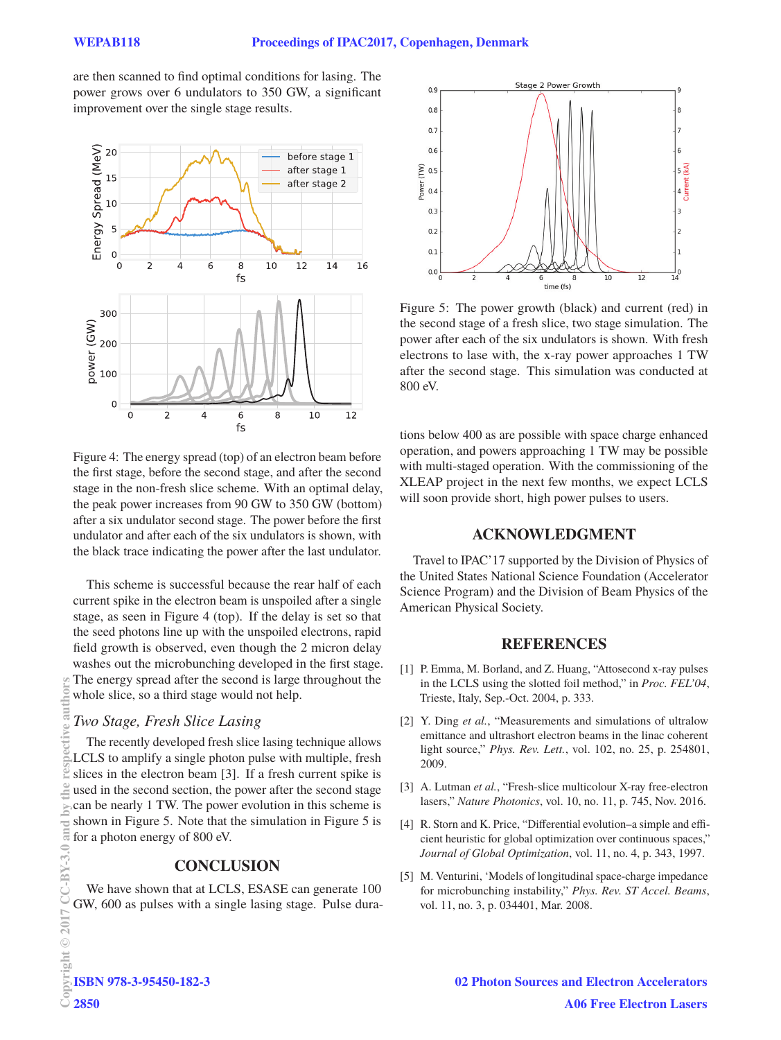are then scanned to find optimal conditions for lasing. The power grows over 6 undulators to 350 GW, a significant improvement over the single stage results.

Energy Spread (MeV)
20
15
10
5
0
0 2 4 6 8 10 12 14 16
fs
before stage 1
after stage 1
after stage 2

power (GW)
300
200
100
0
0 2 4 6 8 10 12
fs

Figure 4: The energy spread (top) of an electron beam before the first stage, before the second stage, and after the second stage in the non-fresh slice scheme. With an optimal delay, the peak power increases from 90 GW to 350 GW (bottom) after a six undulator second stage. The power before the first undulator and after each of the six undulators is shown, with the black trace indicating the power after the last undulator.

This scheme is successful because the rear half of each current spike in the electron beam is unspoiled after a single stage, as seen in Figure 4 (top). If the delay is set so that the seed photons line up with the unspoiled electrons, rapid field growth is observed, even though the 2 micron delay washes out the microbunching developed in the first stage. The energy spread after the second is large throughout the whole slice, so a third stage would not help.

### *Two Stage, Fresh Slice Lasing*

The recently developed fresh slice lasing technique allows LCLS to amplify a single photon pulse with multiple, fresh slices in the electron beam [3]. If a fresh current spike is used in the second section, the power after the second stage can be nearly 1 TW. The power evolution in this scheme is shown in Figure 5. Note that the simulation in Figure 5 is for a photon energy of 800 eV.

## CONCLUSION

We have shown that at LCLS, ESASE can generate 100 GW, 600 as pulses with a single lasing stage. Pulse durations below 400 as are possible with space charge enhanced operation, and powers approaching 1 TW may be possible with multi-staged operation. With the commissioning of the XLEAP project in the next few months, we expect LCLS will soon provide short, high power pulses to users.

Stage 2 Power Growth
Power (TW)
0.9
0.8
0.7
0.6
0.5
0.4
0.3
0.2
0.1
0.0
Current (kA)
9
8
7
6
5
4
3
2
1
0
0 2 4 6 8 10 12 14
time (fs)

Figure 5: The power growth (black) and current (red) in the second stage of a fresh slice, two stage simulation. The power after each of the six undulators is shown. With fresh electrons to lase with, the x-ray power approaches 1 TW after the second stage. This simulation was conducted at 800 eV.

## ACKNOWLEDGMENT

Travel to IPAC'17 supported by the Division of Physics of the United States National Science Foundation (Accelerator Science Program) and the Division of Beam Physics of the American Physical Society.

## REFERENCES

[1] P. Emma, M. Borland, and Z. Huang, "Attosecond x-ray pulses in the LCLS using the slotted foil method," in *Proc. FEL'04*, Trieste, Italy, Sep.-Oct. 2004, p. 333.

[2] Y. Ding *et al.*, "Measurements and simulations of ultralow emittance and ultrashort electron beams in the linac coherent light source," *Phys. Rev. Lett.*, vol. 102, no. 25, p. 254801, 2009.

[3] A. Lutman *et al.*, "Fresh-slice multicolour X-ray free-electron lasers," *Nature Photonics*, vol. 10, no. 11, p. 745, Nov. 2016.

[4] R. Storn and K. Price, "Differential evolution–a simple and efficient heuristic for global optimization over continuous spaces," *Journal of Global Optimization*, vol. 11, no. 4, p. 343, 1997.

[5] M. Venturini, 'Models of longitudinal space-charge impedance for microbunching instability," *Phys. Rev. ST Accel. Beams*, vol. 11, no. 3, p. 034401, Mar. 2008.